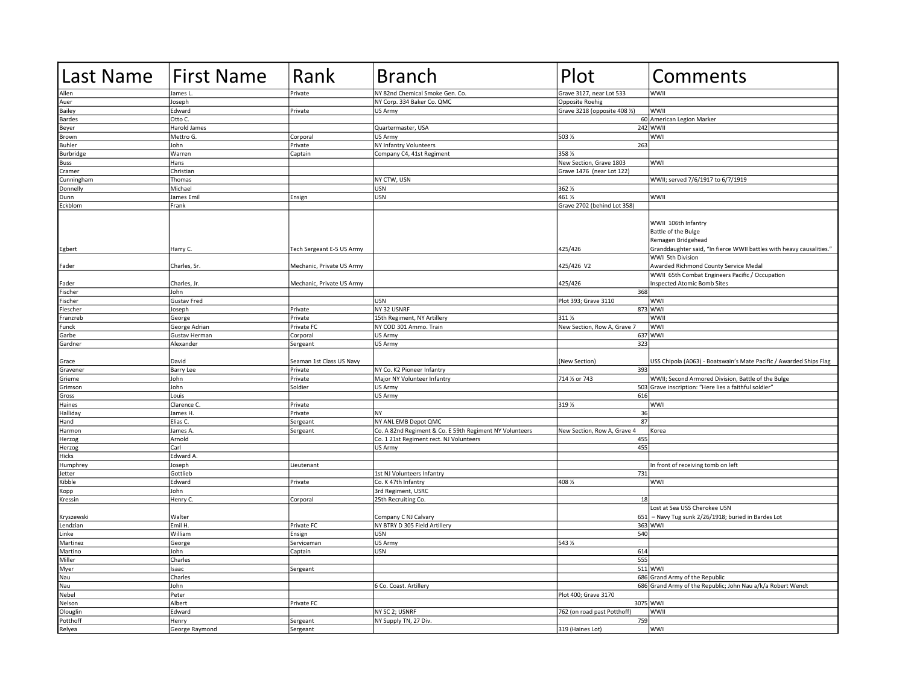| Last Name | First Name | Rank | Branch | Plot | Comments |
| --- | --- | --- | --- | --- | --- |
| Allen | James L. | Private | NY 82nd Chemical Smoke Gen. Co. | Grave 3127, near Lot 533 | WWII |
| Auer | Joseph | | NY Corp. 334 Baker Co. QMC | Opposite Roehig | |
| Bailey | Edward | Private | US Army | Grave 3218 (opposite 408 ½) | WWII |
| Bardes | Otto C. | | | 60 | American Legion Marker |
| Beyer | Harold James | | Quartermaster, USA | 242 | WWII |
| Brown | Mettro G. | Corporal | US Army | 503 ½ | WWI |
| Buhler | John | Private | NY Infantry Volunteers | 263 | |
| Burbridge | Warren | Captain | Company C4, 41st Regiment | 358 ½ | |
| Buss | Hans | | | New Section, Grave 1803 | WWI |
| Cramer | Christian | | | Grave 1476 (near Lot 122) | |
| Cunningham | Thomas | | NY CTW, USN | | WWII; served 7/6/1917 to 6/7/1919 |
| Donnelly | Michael | | USN | 362 ½ | |
| Dunn | James Emil | Ensign | USN | 461 ½ | WWII |
| Eckblom | Frank | | | Grave 2702 (behind Lot 358) | |
| Egbert | Harry C. | Tech Sergeant E-5 US Army | | 425/426 | WWII 106th Infantry<br>Battle of the Bulge<br>Remagen Bridgehead<br>Granddaughter said, "In fierce WWII battles with heavy causalities." |
| Fader | Charles, Sr. | Mechanic, Private US Army | | 425/426 V2 | WWI 5th Division<br>Awarded Richmond County Service Medal |
| Fader | Charles, Jr. | Mechanic, Private US Army | | 425/426 | WWII 65th Combat Engineers Pacific / Occupation<br>Inspected Atomic Bomb Sites |
| Fischer | John | | | 368 | |
| Fischer | Gustav Fred | | USN | Plot 393; Grave 3110 | WWI |
| Flescher | Joseph | Private | NY 32 USNRF | 873 | WWI |
| Franzreb | George | Private | 15th Regiment, NY Artillery | 311 ½ | WWII |
| Funck | George Adrian | Private FC | NY COD 301 Ammo. Train | New Section, Row A, Grave 7 | WWI |
| Garbe | Gustav Herman | Corporal | US Army | 637 | WWI |
| Gardner | Alexander | Sergeant | US Army | 323 | |
| Grace | David | Seaman 1st Class US Navy | | (New Section) | USS Chipola (A063) - Boatswain's Mate Pacific / Awarded Ships Flag |
| Gravener | Barry Lee | Private | NY Co. K2 Pioneer Infantry | 393 | |
| Grieme | John | Private | Major NY Volunteer Infantry | 714 ½ or 743 | WWII; Second Armored Division, Battle of the Bulge |
| Grimson | John | Soldier | US Army | 503 | Grave inscription: "Here lies a faithful soldier" |
| Gross | Louis | | US Army | 616 | |
| Haines | Clarence C. | Private | | 319 ½ | WWI |
| Halliday | James H. | Private | NY | 36 | |
| Hand | Elias C. | Sergeant | NY ANL EMB Depot QMC | 87 | |
| Harmon | James A. | Sergeant | Co. A 82nd Regiment & Co. E 59th Regiment NY Volunteers | New Section, Row A, Grave 4 | Korea |
| Herzog | Arnold | | Co. 1 21st Regiment rect. NJ Volunteers | 455 | |
| Herzog | Carl | | US Army | 455 | |
| Hicks | Edward A. | | | | |
| Humphrey | Joseph | Lieutenant | | | In front of receiving tomb on left |
| Jetter | Gottlieb | | 1st NJ Volunteers Infantry | 731 | |
| Kibble | Edward | Private | Co. K 47th Infantry | 408 ½ | WWI |
| Kopp | John | | 3rd Regiment, USRC | | |
| Kressin | Henry C. | Corporal | 25th Recruiting Co. | 18 | |
| Kryszewski | Walter | | Company C NJ Calvary | 651 | Lost at Sea USS Cherokee USN – Navy Tug sunk 2/26/1918; buried in Bardes Lot |
| Lendzian | Emil H. | Private FC | NY BTRY D 305 Field Artillery | 363 | WWI |
| Linke | William | Ensign | USN | 540 | |
| Martinez | George | Serviceman | US Army | 543 ½ | |
| Martino | John | Captain | USN | 614 | |
| Miller | Charles | | | 555 | |
| Myer | Isaac | Sergeant | | 511 | WWI |
| Nau | Charles | | | 686 | Grand Army of the Republic |
| Nau | John | | 6 Co. Coast. Artillery | 686 | Grand Army of the Republic; John Nau a/k/a Robert Wendt |
| Nebel | Peter | | | Plot 400; Grave 3170 | |
| Nelson | Albert | Private FC | | 3075 | WWI |
| Olouglin | Edward | | NY SC 2; USNRF | 762 (on road past Potthoff) | WWII |
| Potthoff | Henry | Sergeant | NY Supply TN, 27 Div. | 759 | |
| Relyea | George Raymond | Sergeant | | 319 (Haines Lot) | WWI |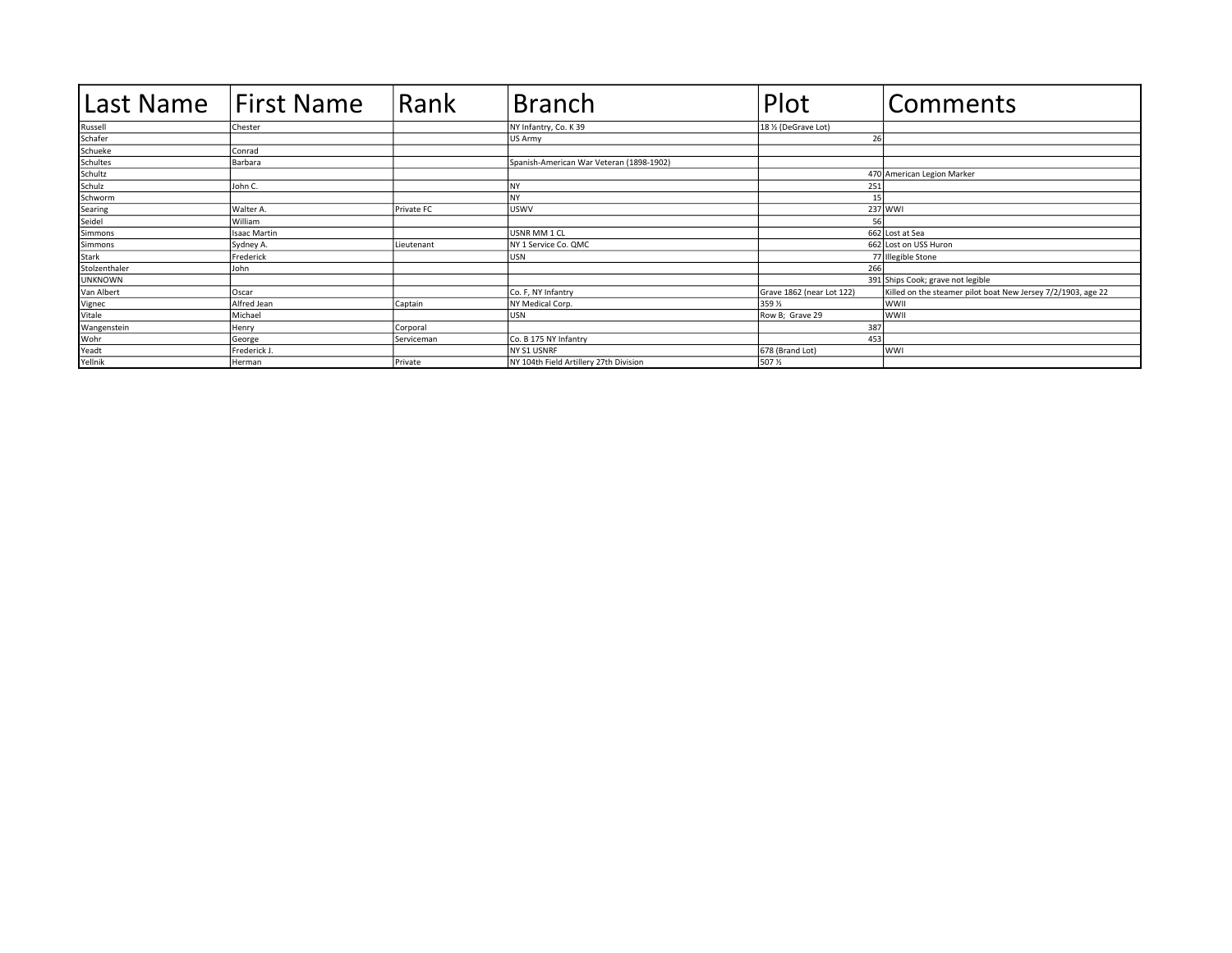| Last Name | First Name | Rank | Branch | Plot | Comments |
|---|---|---|---|---|---|
| Russell | Chester | | NY Infantry, Co. K 39 | 18 ½ (DeGrave Lot) | |
| Schafer | | | US Army | 26 | |
| Schueke | Conrad | | | | |
| Schultes | Barbara | | Spanish-American War Veteran (1898-1902) | | |
| Schultz | | | | 470 | American Legion Marker |
| Schulz | John C. | | NY | 251 | |
| Schworm | | | NY | 15 | |
| Searing | Walter A. | Private FC | USWV | 237 | WWI |
| Seidel | William | | | 56 | |
| Simmons | Isaac Martin | | USNR MM 1 CL | 662 | Lost at Sea |
| Simmons | Sydney A. | Lieutenant | NY 1 Service Co. QMC | 662 | Lost on USS Huron |
| Stark | Frederick | | USN | 77 | Illegible Stone |
| Stolzenthaler | John | | | 266 | |
| UNKNOWN | | | | 391 | Ships Cook; grave not legible |
| Van Albert | Oscar | | Co. F, NY Infantry | Grave 1862 (near Lot 122) | Killed on the steamer pilot boat New Jersey 7/2/1903, age 22 |
| Vignec | Alfred Jean | Captain | NY Medical Corp. | 359 ½ | WWII |
| Vitale | Michael | | USN | Row B; Grave 29 | WWII |
| Wangenstein | Henry | Corporal | | 387 | |
| Wohr | George | Serviceman | Co. B 175 NY Infantry | 453 | |
| Yeadt | Frederick J. | | NY S1 USNRF | 678 (Brand Lot) | WWI |
| Yellnik | Herman | Private | NY 104th Field Artillery 27th Division | 507 ½ | |